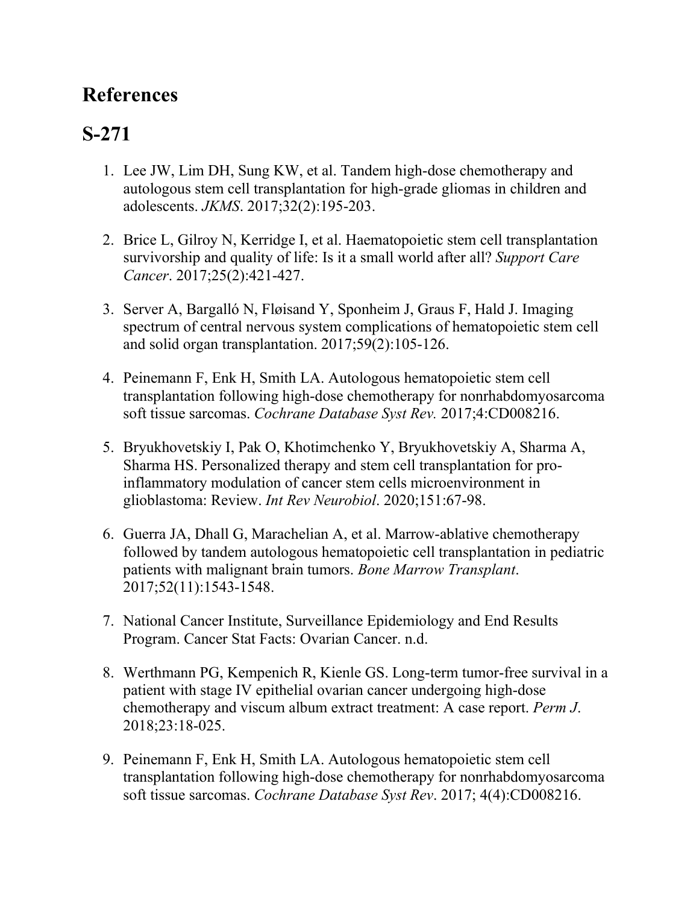# References

## S-271

1. Lee JW, Lim DH, Sung KW, et al. Tandem high-dose chemotherapy and autologous stem cell transplantation for high-grade gliomas in children and adolescents. *JKMS*. 2017;32(2):195-203.

2. Brice L, Gilroy N, Kerridge I, et al. Haematopoietic stem cell transplantation survivorship and quality of life: Is it a small world after all? *Support Care Cancer*. 2017;25(2):421-427.

3. Server A, Bargalló N, Fløisand Y, Sponheim J, Graus F, Hald J. Imaging spectrum of central nervous system complications of hematopoietic stem cell and solid organ transplantation. 2017;59(2):105-126.

4. Peinemann F, Enk H, Smith LA. Autologous hematopoietic stem cell transplantation following high-dose chemotherapy for nonrhabdomyosarcoma soft tissue sarcomas. *Cochrane Database Syst Rev.* 2017;4:CD008216.

5. Bryukhovetskiy I, Pak O, Khotimchenko Y, Bryukhovetskiy A, Sharma A, Sharma HS. Personalized therapy and stem cell transplantation for pro-inflammatory modulation of cancer stem cells microenvironment in glioblastoma: Review. *Int Rev Neurobiol*. 2020;151:67-98.

6. Guerra JA, Dhall G, Marachelian A, et al. Marrow-ablative chemotherapy followed by tandem autologous hematopoietic cell transplantation in pediatric patients with malignant brain tumors. *Bone Marrow Transplant*. 2017;52(11):1543-1548.

7. National Cancer Institute, Surveillance Epidemiology and End Results Program. Cancer Stat Facts: Ovarian Cancer. n.d.

8. Werthmann PG, Kempenich R, Kienle GS. Long-term tumor-free survival in a patient with stage IV epithelial ovarian cancer undergoing high-dose chemotherapy and viscum album extract treatment: A case report. *Perm J*. 2018;23:18-025.

9. Peinemann F, Enk H, Smith LA. Autologous hematopoietic stem cell transplantation following high-dose chemotherapy for nonrhabdomyosarcoma soft tissue sarcomas. *Cochrane Database Syst Rev*. 2017; 4(4):CD008216.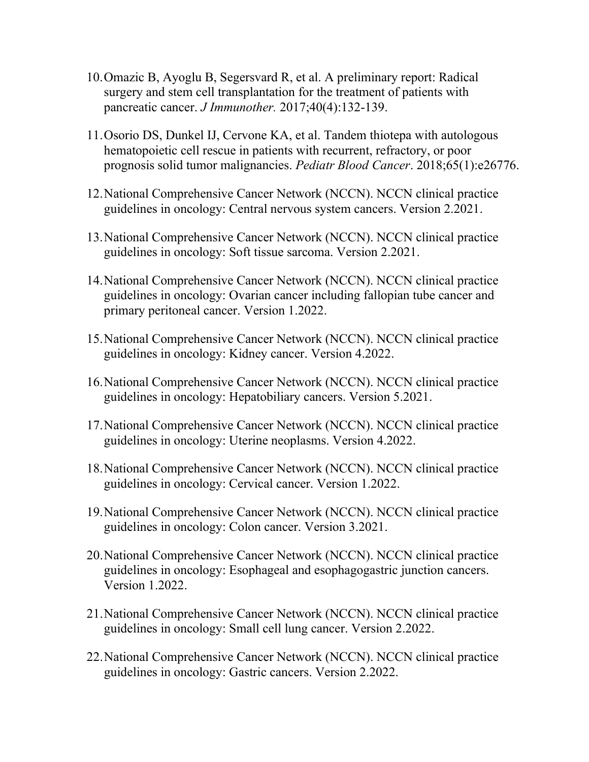10. Omazic B, Ayoglu B, Segersvard R, et al. A preliminary report: Radical surgery and stem cell transplantation for the treatment of patients with pancreatic cancer. *J Immunother.* 2017;40(4):132-139.

11. Osorio DS, Dunkel IJ, Cervone KA, et al. Tandem thiotepa with autologous hematopoietic cell rescue in patients with recurrent, refractory, or poor prognosis solid tumor malignancies. *Pediatr Blood Cancer*. 2018;65(1):e26776.

12. National Comprehensive Cancer Network (NCCN). NCCN clinical practice guidelines in oncology: Central nervous system cancers. Version 2.2021.

13. National Comprehensive Cancer Network (NCCN). NCCN clinical practice guidelines in oncology: Soft tissue sarcoma. Version 2.2021.

14. National Comprehensive Cancer Network (NCCN). NCCN clinical practice guidelines in oncology: Ovarian cancer including fallopian tube cancer and primary peritoneal cancer. Version 1.2022.

15. National Comprehensive Cancer Network (NCCN). NCCN clinical practice guidelines in oncology: Kidney cancer. Version 4.2022.

16. National Comprehensive Cancer Network (NCCN). NCCN clinical practice guidelines in oncology: Hepatobiliary cancers. Version 5.2021.

17. National Comprehensive Cancer Network (NCCN). NCCN clinical practice guidelines in oncology: Uterine neoplasms. Version 4.2022.

18. National Comprehensive Cancer Network (NCCN). NCCN clinical practice guidelines in oncology: Cervical cancer. Version 1.2022.

19. National Comprehensive Cancer Network (NCCN). NCCN clinical practice guidelines in oncology: Colon cancer. Version 3.2021.

20. National Comprehensive Cancer Network (NCCN). NCCN clinical practice guidelines in oncology: Esophageal and esophagogastric junction cancers. Version 1.2022.

21. National Comprehensive Cancer Network (NCCN). NCCN clinical practice guidelines in oncology: Small cell lung cancer. Version 2.2022.

22. National Comprehensive Cancer Network (NCCN). NCCN clinical practice guidelines in oncology: Gastric cancers. Version 2.2022.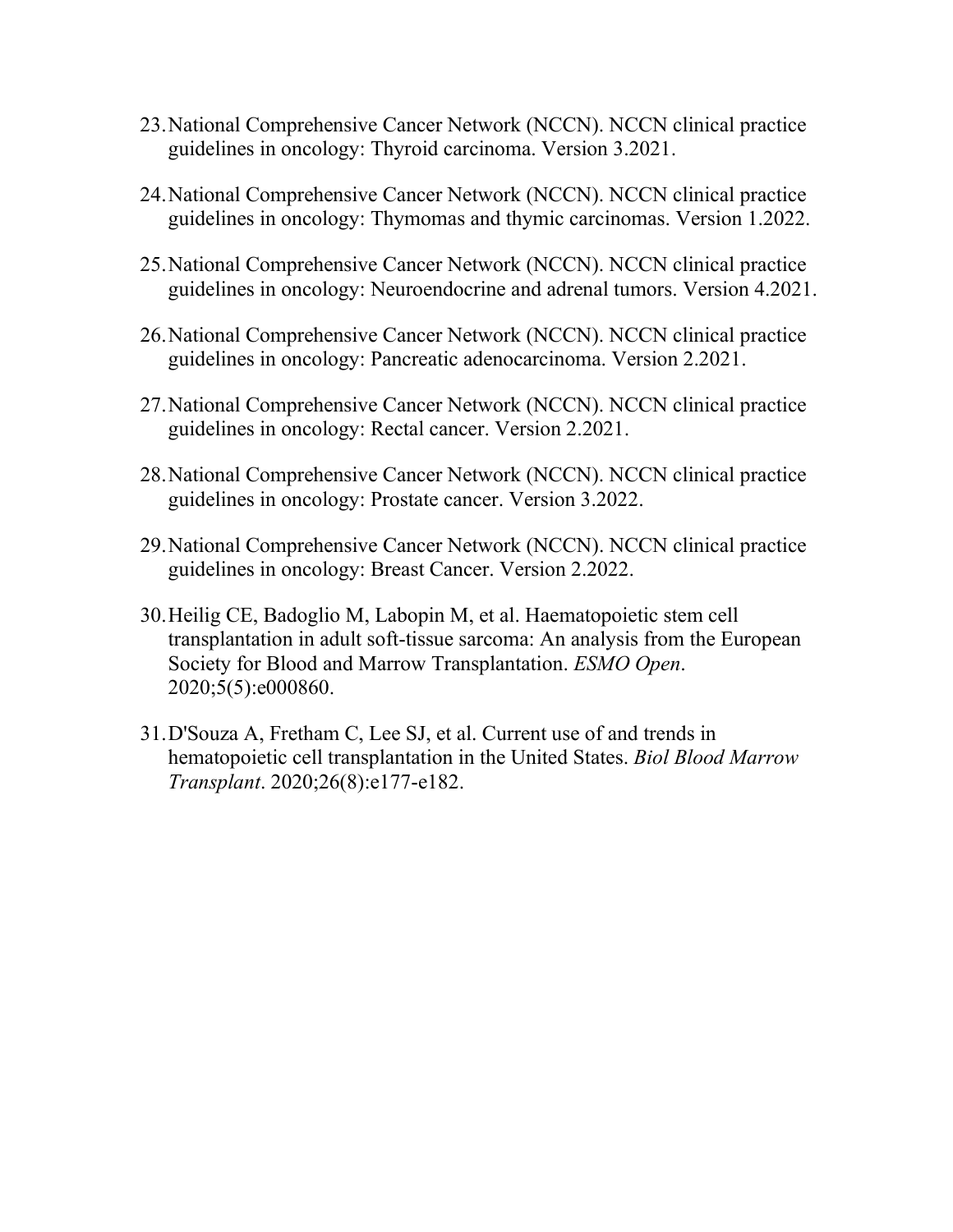23. National Comprehensive Cancer Network (NCCN). NCCN clinical practice guidelines in oncology: Thyroid carcinoma. Version 3.2021.

24. National Comprehensive Cancer Network (NCCN). NCCN clinical practice guidelines in oncology: Thymomas and thymic carcinomas. Version 1.2022.

25. National Comprehensive Cancer Network (NCCN). NCCN clinical practice guidelines in oncology: Neuroendocrine and adrenal tumors. Version 4.2021.

26. National Comprehensive Cancer Network (NCCN). NCCN clinical practice guidelines in oncology: Pancreatic adenocarcinoma. Version 2.2021.

27. National Comprehensive Cancer Network (NCCN). NCCN clinical practice guidelines in oncology: Rectal cancer. Version 2.2021.

28. National Comprehensive Cancer Network (NCCN). NCCN clinical practice guidelines in oncology: Prostate cancer. Version 3.2022.

29. National Comprehensive Cancer Network (NCCN). NCCN clinical practice guidelines in oncology: Breast Cancer. Version 2.2022.

30. Heilig CE, Badoglio M, Labopin M, et al. Haematopoietic stem cell transplantation in adult soft-tissue sarcoma: An analysis from the European Society for Blood and Marrow Transplantation. *ESMO Open*. 2020;5(5):e000860.

31. D'Souza A, Fretham C, Lee SJ, et al. Current use of and trends in hematopoietic cell transplantation in the United States. *Biol Blood Marrow Transplant*. 2020;26(8):e177-e182.